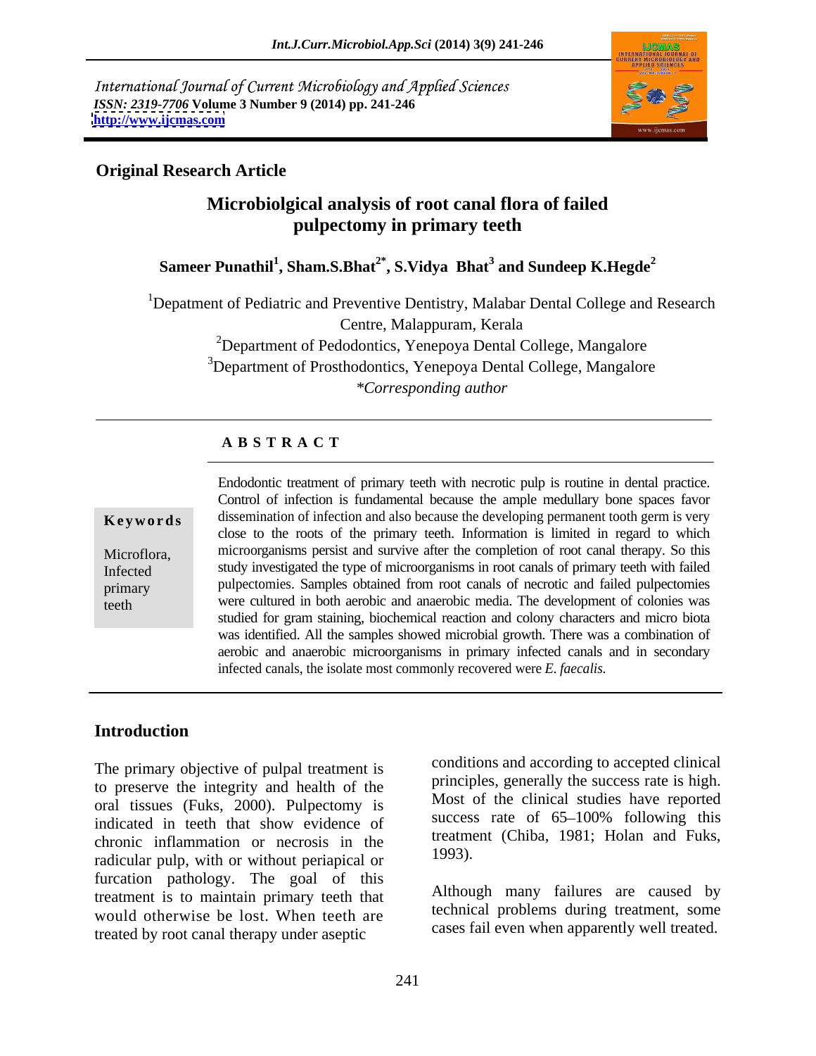International Journal of Current Microbiology and Applied Sciences
*ISSN: 2319-7706* **Volume 3 Number 9 (2014) pp. 241-246**
**http://www.ijcmas.com**

**Original Research Article**

# Microbiolgical analysis of root canal flora of failed pulpectomy in primary teeth

**Sameer Punathil[1], Sham.S.Bhat[2*], S.Vidya Bhat[3] and Sundeep K.Hegde[2]**

[1]Depatment of Pediatric and Preventive Dentistry, Malabar Dental College and Research Centre, Malappuram, Kerala

[2]Department of Pedodontics, Yenepoya Dental College, Mangalore

[3]Department of Prosthodontics, Yenepoya Dental College, Mangalore

*\*Corresponding author*

## A B S T R A C T

**Keywords**

Microflora, Infected primary teeth

Endodontic treatment of primary teeth with necrotic pulp is routine in dental practice. Control of infection is fundamental because the ample medullary bone spaces favor dissemination of infection and also because the developing permanent tooth germ is very close to the roots of the primary teeth. Information is limited in regard to which microorganisms persist and survive after the completion of root canal therapy. So this study investigated the type of microorganisms in root canals of primary teeth with failed pulpectomies. Samples obtained from root canals of necrotic and failed pulpectomies were cultured in both aerobic and anaerobic media. The development of colonies was studied for gram staining, biochemical reaction and colony characters and micro biota was identified. All the samples showed microbial growth. There was a combination of aerobic and anaerobic microorganisms in primary infected canals and in secondary infected canals, the isolate most commonly recovered were *E. faecalis.*

## Introduction

The primary objective of pulpal treatment is to preserve the integrity and health of the oral tissues (Fuks, 2000). Pulpectomy is indicated in teeth that show evidence of chronic inflammation or necrosis in the radicular pulp, with or without periapical or furcation pathology. The goal of this treatment is to maintain primary teeth that would otherwise be lost. When teeth are treated by root canal therapy under aseptic conditions and according to accepted clinical principles, generally the success rate is high. Most of the clinical studies have reported success rate of 65–100% following this treatment (Chiba, 1981; Holan and Fuks, 1993).

Although many failures are caused by technical problems during treatment, some cases fail even when apparently well treated.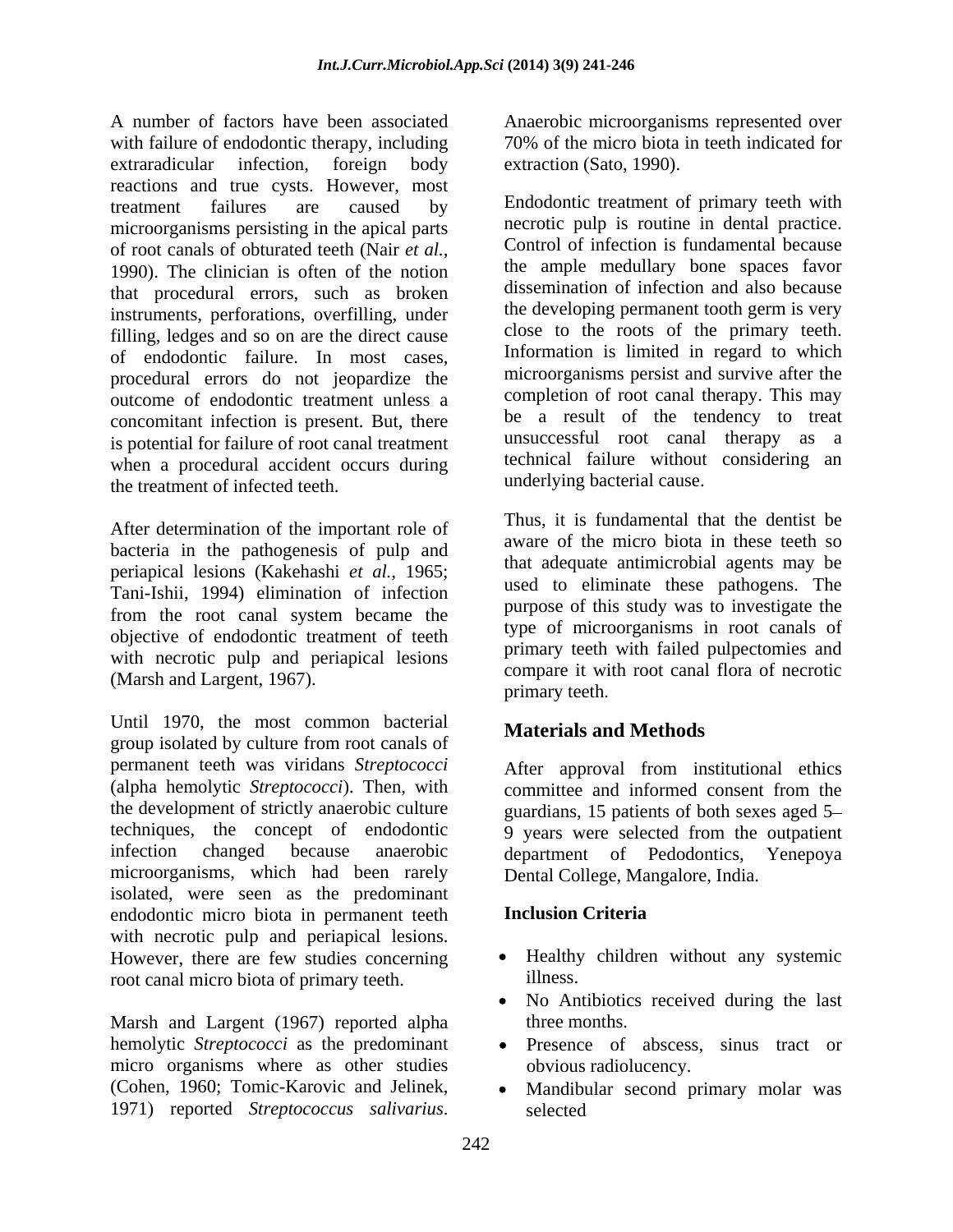A number of factors have been associated with failure of endodontic therapy, including extraradicular infection, foreign body reactions and true cysts. However, most treatment failures are caused by microorganisms persisting in the apical parts of root canals of obturated teeth (Nair *et al.*, 1990). The clinician is often of the notion that procedural errors, such as broken instruments, perforations, overfilling, under filling, ledges and so on are the direct cause of endodontic failure. In most cases, procedural errors do not jeopardize the outcome of endodontic treatment unless a concomitant infection is present. But, there is potential for failure of root canal treatment when a procedural accident occurs during the treatment of infected teeth.

After determination of the important role of bacteria in the pathogenesis of pulp and periapical lesions (Kakehashi *et al.,* 1965; Tani-Ishii, 1994) elimination of infection from the root canal system became the objective of endodontic treatment of teeth with necrotic pulp and periapical lesions (Marsh and Largent, 1967).

Until 1970, the most common bacterial group isolated by culture from root canals of permanent teeth was viridans *Streptococci* (alpha hemolytic *Streptococci*). Then, with the development of strictly anaerobic culture techniques, the concept of endodontic infection changed because anaerobic microorganisms, which had been rarely isolated, were seen as the predominant endodontic micro biota in permanent teeth with necrotic pulp and periapical lesions. However, there are few studies concerning root canal micro biota of primary teeth.

Marsh and Largent (1967) reported alpha hemolytic *Streptococci* as the predominant micro organisms where as other studies (Cohen, 1960; Tomic-Karovic and Jelinek, 1971) reported *Streptococcus salivarius*. Anaerobic microorganisms represented over 70% of the micro biota in teeth indicated for extraction (Sato, 1990).

Endodontic treatment of primary teeth with necrotic pulp is routine in dental practice. Control of infection is fundamental because the ample medullary bone spaces favor dissemination of infection and also because the developing permanent tooth germ is very close to the roots of the primary teeth. Information is limited in regard to which microorganisms persist and survive after the completion of root canal therapy. This may be a result of the tendency to treat unsuccessful root canal therapy as a technical failure without considering an underlying bacterial cause.

Thus, it is fundamental that the dentist be aware of the micro biota in these teeth so that adequate antimicrobial agents may be used to eliminate these pathogens. The purpose of this study was to investigate the type of microorganisms in root canals of primary teeth with failed pulpectomies and compare it with root canal flora of necrotic primary teeth.

## Materials and Methods

After approval from institutional ethics committee and informed consent from the guardians, 15 patients of both sexes aged 5–9 years were selected from the outpatient department of Pedodontics, Yenepoya Dental College, Mangalore, India.

### Inclusion Criteria

- Healthy children without any systemic illness.
- No Antibiotics received during the last three months.
- Presence of abscess, sinus tract or obvious radiolucency.
- Mandibular second primary molar was selected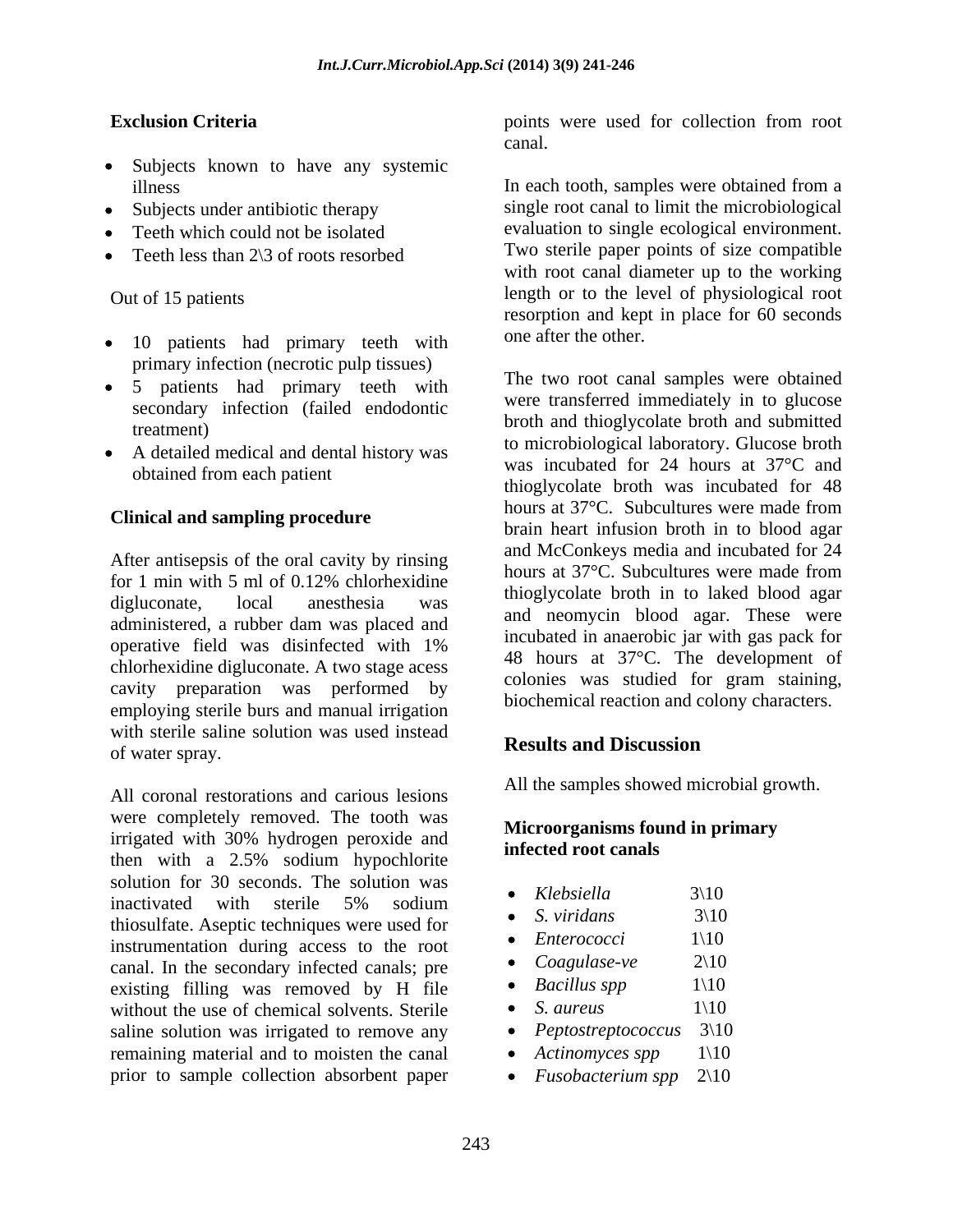**Exclusion Criteria**

- Subjects known to have any systemic illness
- Subjects under antibiotic therapy
- Teeth which could not be isolated
- Teeth less than 2\3 of roots resorbed

Out of 15 patients

- 10 patients had primary teeth with primary infection (necrotic pulp tissues)
- 5 patients had primary teeth with secondary infection (failed endodontic treatment)
- A detailed medical and dental history was obtained from each patient

**Clinical and sampling procedure**

After antisepsis of the oral cavity by rinsing for 1 min with 5 ml of 0.12% chlorhexidine digluconate, local anesthesia was administered, a rubber dam was placed and operative field was disinfected with 1% chlorhexidine digluconate. A two stage acess cavity preparation was performed by employing sterile burs and manual irrigation with sterile saline solution was used instead of water spray.

All coronal restorations and carious lesions were completely removed. The tooth was irrigated with 30% hydrogen peroxide and then with a 2.5% sodium hypochlorite solution for 30 seconds. The solution was inactivated with sterile 5% sodium thiosulfate. Aseptic techniques were used for instrumentation during access to the root canal. In the secondary infected canals; pre existing filling was removed by H file without the use of chemical solvents. Sterile saline solution was irrigated to remove any remaining material and to moisten the canal prior to sample collection absorbent paper points were used for collection from root canal.

In each tooth, samples were obtained from a single root canal to limit the microbiological evaluation to single ecological environment. Two sterile paper points of size compatible with root canal diameter up to the working length or to the level of physiological root resorption and kept in place for 60 seconds one after the other.

The two root canal samples were obtained were transferred immediately in to glucose broth and thioglycolate broth and submitted to microbiological laboratory. Glucose broth was incubated for 24 hours at 37°C and thioglycolate broth was incubated for 48 hours at 37°C. Subcultures were made from brain heart infusion broth in to blood agar and McConkeys media and incubated for 24 hours at 37°C. Subcultures were made from thioglycolate broth in to laked blood agar and neomycin blood agar. These were incubated in anaerobic jar with gas pack for 48 hours at 37°C. The development of colonies was studied for gram staining, biochemical reaction and colony characters.

## Results and Discussion

All the samples showed microbial growth.

**Microorganisms found in primary infected root canals**

- *Klebsiella* 3\10
- *S. viridans* 3\10
- *Enterococci* 1\10
- *Coagulase-ve* 2\10
- *Bacillus spp* 1\10
- *S. aureus* 1\10
- *Peptostreptococcus* 3\10
- *Actinomyces spp* 1\10
- *Fusobacterium spp* 2\10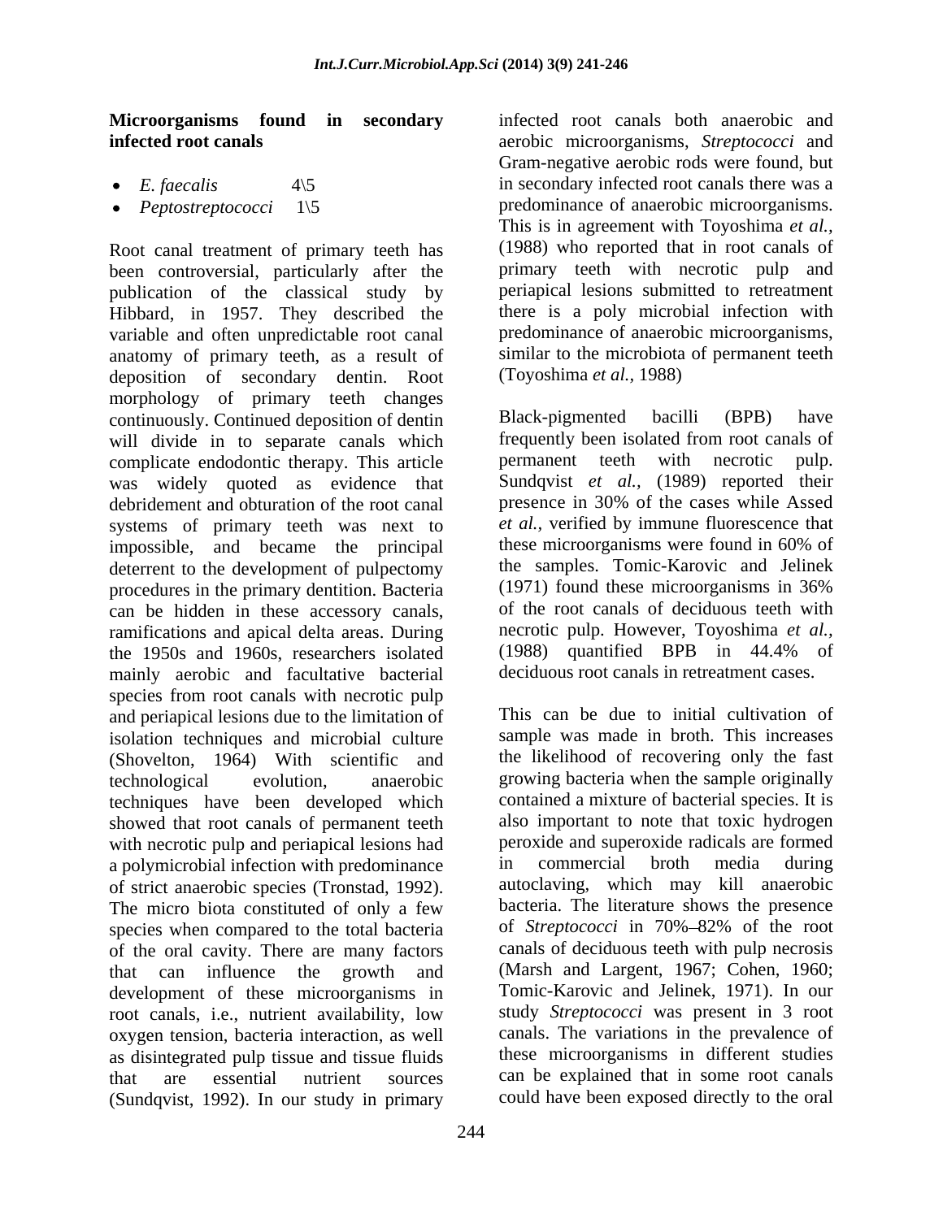**Microorganisms found in secondary infected root canals**

- *E. faecalis* 4\5
- *Peptostreptococci* 1\5

Root canal treatment of primary teeth has been controversial, particularly after the publication of the classical study by Hibbard, in 1957. They described the variable and often unpredictable root canal anatomy of primary teeth, as a result of deposition of secondary dentin. Root morphology of primary teeth changes continuously. Continued deposition of dentin will divide in to separate canals which complicate endodontic therapy. This article was widely quoted as evidence that debridement and obturation of the root canal systems of primary teeth was next to impossible, and became the principal deterrent to the development of pulpectomy procedures in the primary dentition. Bacteria can be hidden in these accessory canals, ramifications and apical delta areas. During the 1950s and 1960s, researchers isolated mainly aerobic and facultative bacterial species from root canals with necrotic pulp and periapical lesions due to the limitation of isolation techniques and microbial culture (Shovelton, 1964) With scientific and technological evolution, anaerobic techniques have been developed which showed that root canals of permanent teeth with necrotic pulp and periapical lesions had a polymicrobial infection with predominance of strict anaerobic species (Tronstad, 1992). The micro biota constituted of only a few species when compared to the total bacteria of the oral cavity. There are many factors that can influence the growth and development of these microorganisms in root canals, i.e., nutrient availability, low oxygen tension, bacteria interaction, as well as disintegrated pulp tissue and tissue fluids that are essential nutrient sources (Sundqvist, 1992). In our study in primary infected root canals both anaerobic and aerobic microorganisms, *Streptococci* and Gram-negative aerobic rods were found, but in secondary infected root canals there was a predominance of anaerobic microorganisms. This is in agreement with Toyoshima *et al.,* (1988) who reported that in root canals of primary teeth with necrotic pulp and periapical lesions submitted to retreatment there is a poly microbial infection with predominance of anaerobic microorganisms, similar to the microbiota of permanent teeth (Toyoshima *et al.,* 1988)

Black-pigmented bacilli (BPB) have frequently been isolated from root canals of permanent teeth with necrotic pulp. Sundqvist *et al.,* (1989) reported their presence in 30% of the cases while Assed *et al.,* verified by immune fluorescence that these microorganisms were found in 60% of the samples. Tomic-Karovic and Jelinek (1971) found these microorganisms in 36% of the root canals of deciduous teeth with necrotic pulp. However, Toyoshima *et al.,* (1988) quantified BPB in 44.4% of deciduous root canals in retreatment cases.

This can be due to initial cultivation of sample was made in broth. This increases the likelihood of recovering only the fast growing bacteria when the sample originally contained a mixture of bacterial species. It is also important to note that toxic hydrogen peroxide and superoxide radicals are formed in commercial broth media during autoclaving, which may kill anaerobic bacteria. The literature shows the presence of *Streptococci* in 70%–82% of the root canals of deciduous teeth with pulp necrosis (Marsh and Largent, 1967; Cohen, 1960; Tomic-Karovic and Jelinek, 1971). In our study *Streptococci* was present in 3 root canals. The variations in the prevalence of these microorganisms in different studies can be explained that in some root canals could have been exposed directly to the oral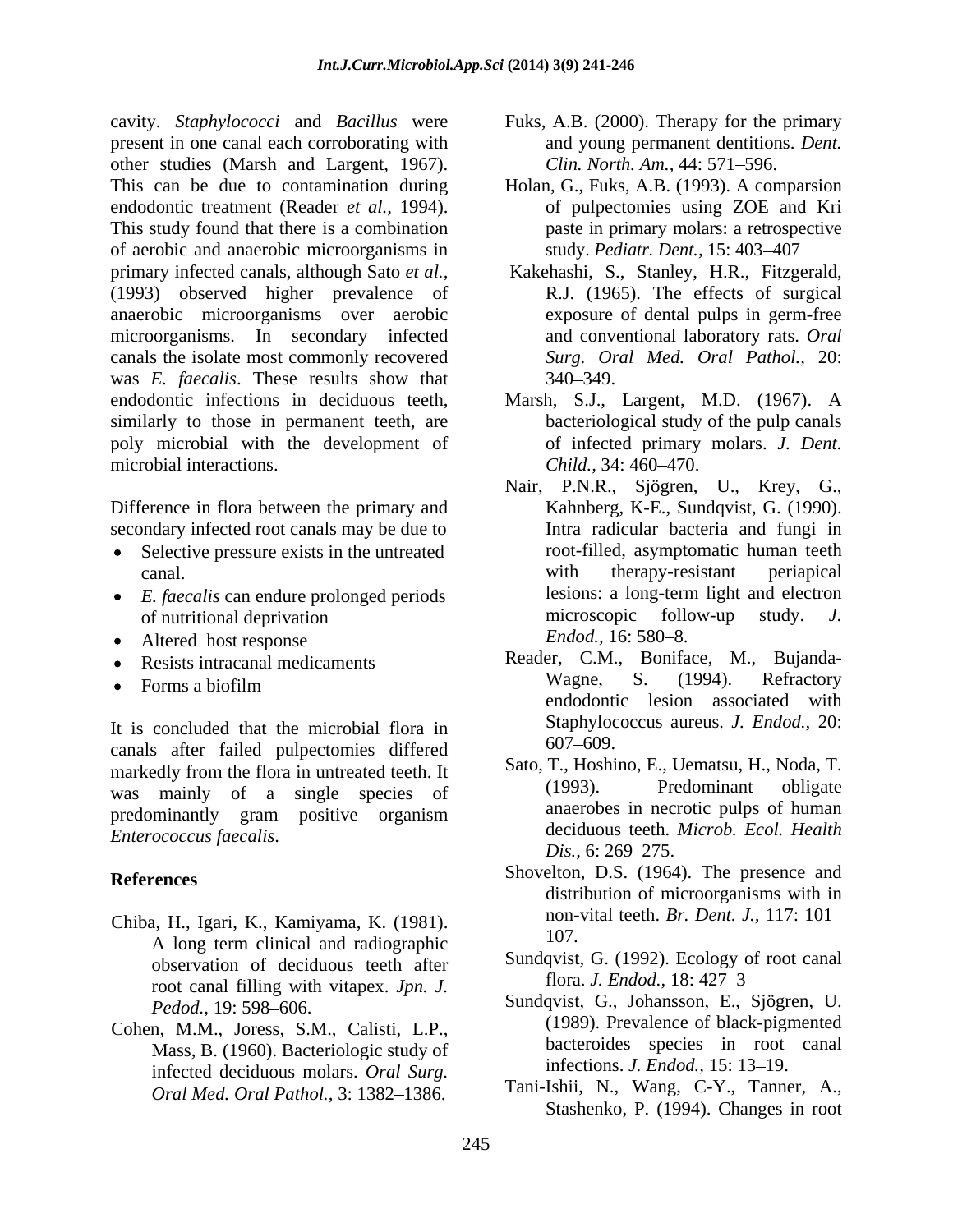cavity. *Staphylococci* and *Bacillus* were present in one canal each corroborating with other studies (Marsh and Largent, 1967). This can be due to contamination during endodontic treatment (Reader *et al.,* 1994). This study found that there is a combination of aerobic and anaerobic microorganisms in primary infected canals, although Sato *et al.,* (1993) observed higher prevalence of anaerobic microorganisms over aerobic microorganisms. In secondary infected canals the isolate most commonly recovered was *E. faecalis*. These results show that endodontic infections in deciduous teeth, similarly to those in permanent teeth, are poly microbial with the development of microbial interactions.

Difference in flora between the primary and secondary infected root canals may be due to

- Selective pressure exists in the untreated canal.
- *E. faecalis* can endure prolonged periods of nutritional deprivation
- Altered host response
- Resists intracanal medicaments
- Forms a biofilm

It is concluded that the microbial flora in canals after failed pulpectomies differed markedly from the flora in untreated teeth. It was mainly of a single species of predominantly gram positive organism *Enterococcus faecalis*.

## References

Chiba, H., Igari, K., Kamiyama, K. (1981). A long term clinical and radiographic observation of deciduous teeth after root canal filling with vitapex. *Jpn. J. Pedod.,* 19: 598–606.

Cohen, M.M., Joress, S.M., Calisti, L.P., Mass, B. (1960). Bacteriologic study of infected deciduous molars. *Oral Surg. Oral Med. Oral Pathol.,* 3: 1382–1386.

Fuks, A.B. (2000). Therapy for the primary and young permanent dentitions. *Dent. Clin. North. Am.,* 44: 571–596.

Holan, G., Fuks, A.B. (1993). A comparsion of pulpectomies using ZOE and Kri paste in primary molars: a retrospective study. *Pediatr. Dent.,* 15: 403–407

Kakehashi, S., Stanley, H.R., Fitzgerald, R.J. (1965). The effects of surgical exposure of dental pulps in germ-free and conventional laboratory rats. *Oral Surg. Oral Med. Oral Pathol.,* 20: 340–349.

Marsh, S.J., Largent, M.D. (1967). A bacteriological study of the pulp canals of infected primary molars. *J. Dent. Child.,* 34: 460–470.

Nair, P.N.R., Sjögren, U., Krey, G., Kahnberg, K-E., Sundqvist, G. (1990). Intra radicular bacteria and fungi in root-filled, asymptomatic human teeth with therapy-resistant periapical lesions: a long-term light and electron microscopic follow-up study. *J. Endod.,* 16: 580–8.

Reader, C.M., Boniface, M., Bujanda-Wagne, S. (1994). Refractory endodontic lesion associated with Staphylococcus aureus. *J. Endod.,* 20: 607–609.

Sato, T., Hoshino, E., Uematsu, H., Noda, T. (1993). Predominant obligate anaerobes in necrotic pulps of human deciduous teeth. *Microb. Ecol. Health Dis.,* 6: 269–275.

Shovelton, D.S. (1964). The presence and distribution of microorganisms with in non-vital teeth. *Br. Dent. J.,* 117: 101–107.

Sundqvist, G. (1992). Ecology of root canal flora. *J. Endod.,* 18: 427–3

Sundqvist, G., Johansson, E., Sjögren, U. (1989). Prevalence of black-pigmented bacteroides species in root canal infections. *J. Endod.,* 15: 13–19.

Tani-Ishii, N., Wang, C-Y., Tanner, A., Stashenko, P. (1994). Changes in root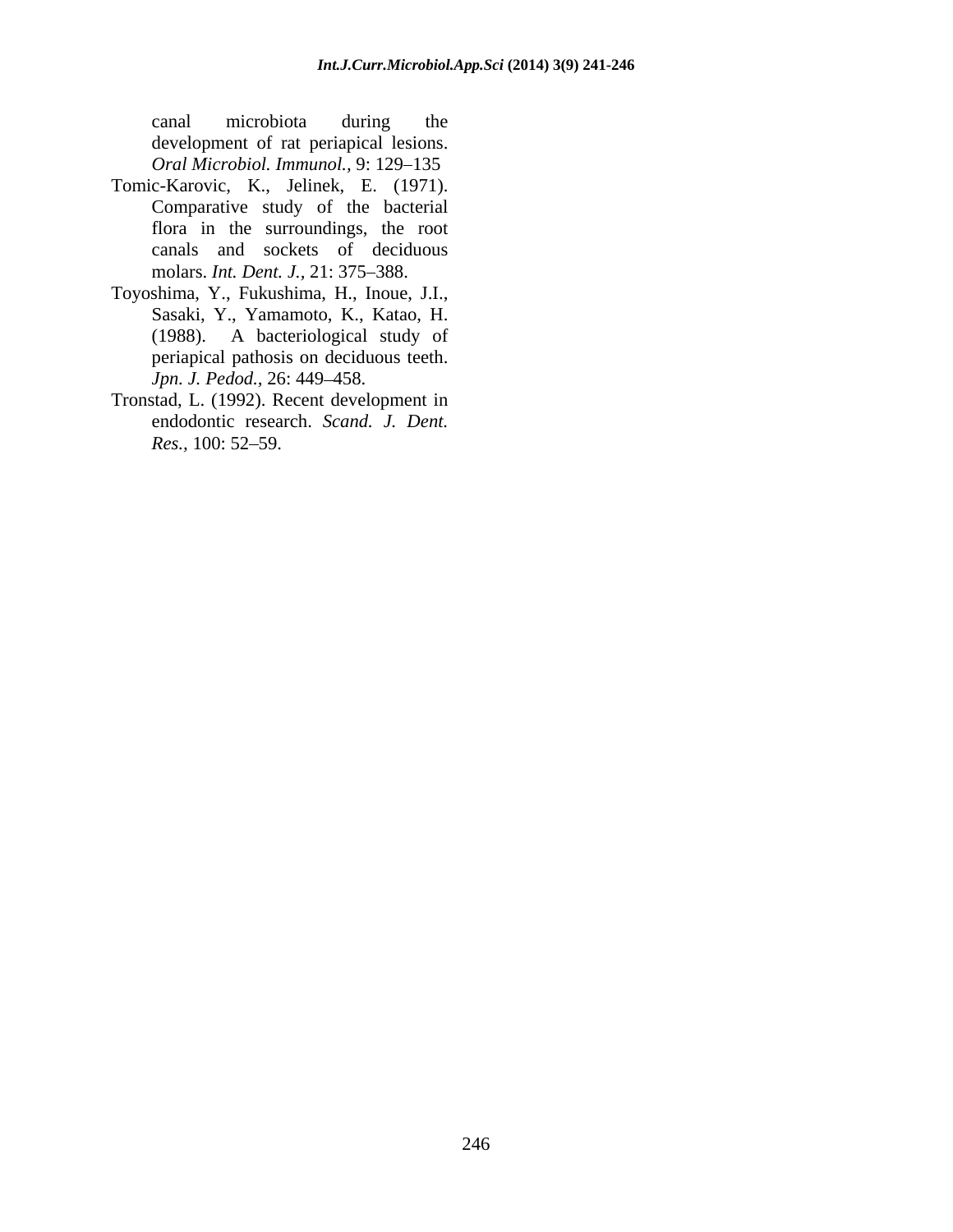canal microbiota during the development of rat periapical lesions. *Oral Microbiol. Immunol.*, 9: 129–135

Tomic-Karovic, K., Jelinek, E. (1971). Comparative study of the bacterial flora in the surroundings, the root canals and sockets of deciduous molars. *Int. Dent. J.*, 21: 375–388.

Toyoshima, Y., Fukushima, H., Inoue, J.I., Sasaki, Y., Yamamoto, K., Katao, H. (1988). A bacteriological study of periapical pathosis on deciduous teeth. *Jpn. J. Pedod.*, 26: 449–458.

Tronstad, L. (1992). Recent development in endodontic research. *Scand. J. Dent. Res.*, 100: 52–59.